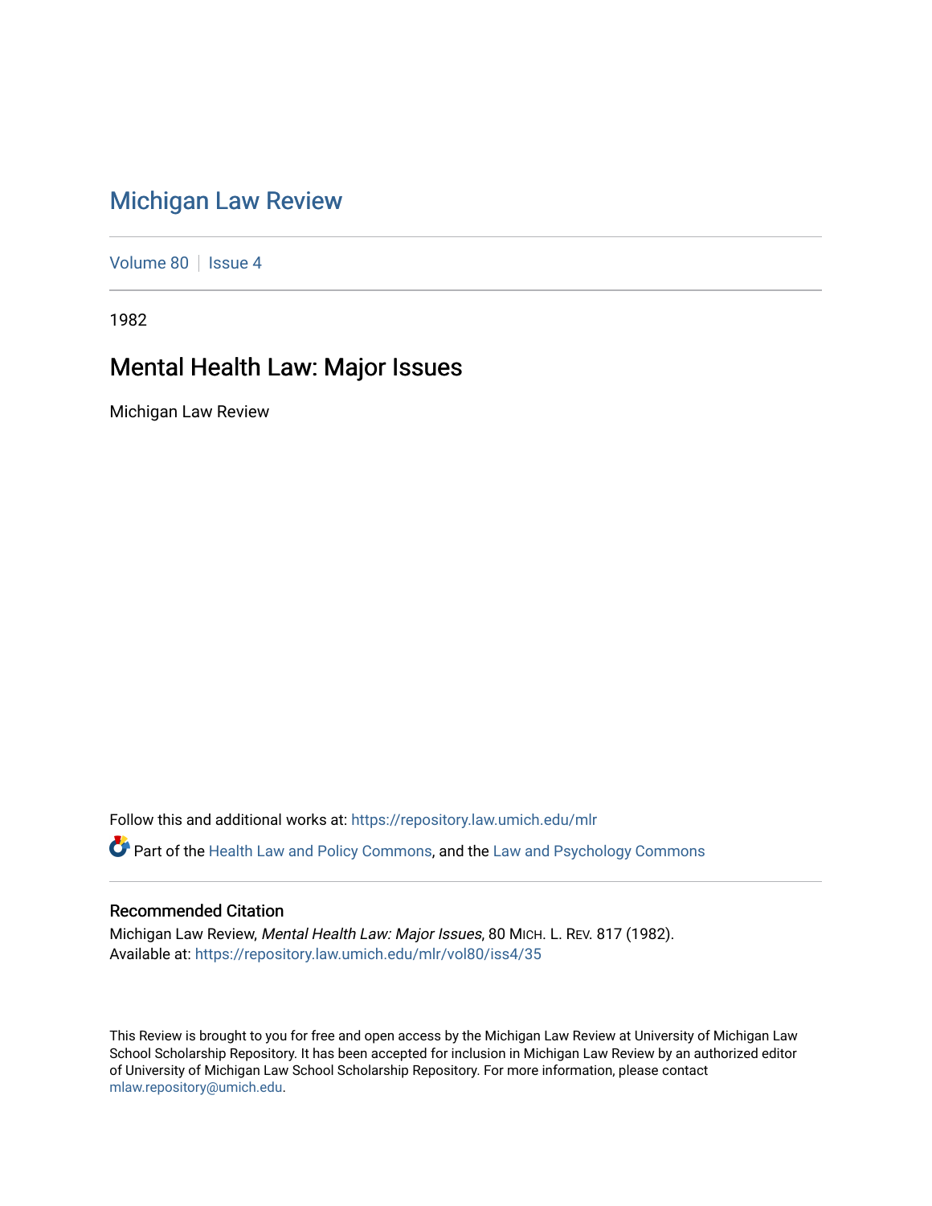# Michigan Law Review

Volume 80 | Issue 4

1982

## Mental Health Law: Major Issues

Michigan Law Review

Follow this and additional works at: https://repository.law.umich.edu/mlr

Part of the Health Law and Policy Commons, and the Law and Psychology Commons

### Recommended Citation

Michigan Law Review, *Mental Health Law: Major Issues*, 80 MICH. L. REV. 817 (1982).
Available at: https://repository.law.umich.edu/mlr/vol80/iss4/35

This Review is brought to you for free and open access by the Michigan Law Review at University of Michigan Law School Scholarship Repository. It has been accepted for inclusion in Michigan Law Review by an authorized editor of University of Michigan Law School Scholarship Repository. For more information, please contact mlaw.repository@umich.edu.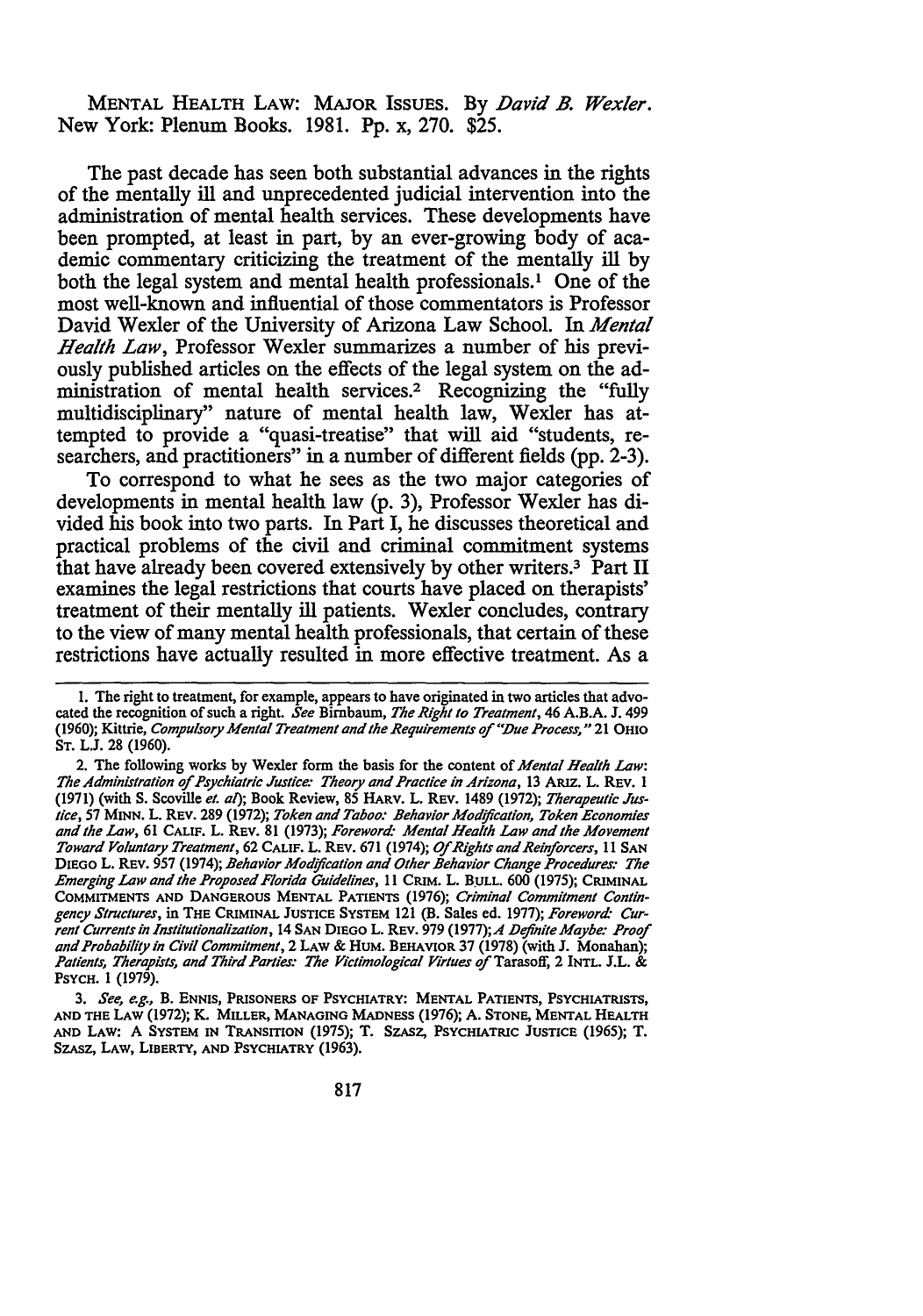MENTAL HEALTH LAW: MAJOR ISSUES. By *David B. Wexler*. New York: Plenum Books. 1981. Pp. x, 270. $25.

The past decade has seen both substantial advances in the rights of the mentally ill and unprecedented judicial intervention into the administration of mental health services. These developments have been prompted, at least in part, by an ever-growing body of academic commentary criticizing the treatment of the mentally ill by both the legal system and mental health professionals.[1] One of the most well-known and influential of those commentators is Professor David Wexler of the University of Arizona Law School. In *Mental Health Law*, Professor Wexler summarizes a number of his previously published articles on the effects of the legal system on the administration of mental health services.[2] Recognizing the "fully multidisciplinary" nature of mental health law, Wexler has attempted to provide a "quasi-treatise" that will aid "students, researchers, and practitioners" in a number of different fields (pp. 2-3).

To correspond to what he sees as the two major categories of developments in mental health law (p. 3), Professor Wexler has divided his book into two parts. In Part I, he discusses theoretical and practical problems of the civil and criminal commitment systems that have already been covered extensively by other writers.[3] Part II examines the legal restrictions that courts have placed on therapists' treatment of their mentally ill patients. Wexler concludes, contrary to the view of many mental health professionals, that certain of these restrictions have actually resulted in more effective treatment. As a

---

1. The right to treatment, for example, appears to have originated in two articles that advocated the recognition of such a right. *See* Birnbaum, *The Right to Treatment*, 46 A.B.A. J. 499 (1960); Kittrie, *Compulsory Mental Treatment and the Requirements of "Due Process,"* 21 OHIO ST. L.J. 28 (1960).

2. The following works by Wexler form the basis for the content of *Mental Health Law*: *The Administration of Psychiatric Justice: Theory and Practice in Arizona*, 13 ARIZ. L. REV. 1 (1971) (with S. Scoville *et. al*); Book Review, 85 HARV. L. REV. 1489 (1972); *Therapeutic Justice*, 57 MINN. L. REV. 289 (1972); *Token and Taboo: Behavior Modification, Token Economies and the Law*, 61 CALIF. L. REV. 81 (1973); *Foreword: Mental Health Law and the Movement Toward Voluntary Treatment*, 62 CALIF. L. REV. 671 (1974); *Of Rights and Reinforcers*, 11 SAN DIEGO L. REV. 957 (1974); *Behavior Modification and Other Behavior Change Procedures: The Emerging Law and the Proposed Florida Guidelines*, 11 CRIM. L. BULL. 600 (1975); CRIMINAL COMMITMENTS AND DANGEROUS MENTAL PATIENTS (1976); *Criminal Commitment Contingency Structures*, in THE CRIMINAL JUSTICE SYSTEM 121 (B. Sales ed. 1977); *Foreword: Current Currents in Institutionalization*, 14 SAN DIEGO L. REV. 979 (1977); *A Definite Maybe: Proof and Probability in Civil Commitment*, 2 LAW & HUM. BEHAVIOR 37 (1978) (with J. Monahan); *Patients, Therapists, and Third Parties: The Victimological Virtues of* Tarasoff, 2 INTL. J.L. & PSYCH. 1 (1979).

3. *See, e.g.*, B. ENNIS, PRISONERS OF PSYCHIATRY: MENTAL PATIENTS, PSYCHIATRISTS, AND THE LAW (1972); K. MILLER, MANAGING MADNESS (1976); A. STONE, MENTAL HEALTH AND LAW: A SYSTEM IN TRANSITION (1975); T. SZASZ, PSYCHIATRIC JUSTICE (1965); T. SZASZ, LAW, LIBERTY, AND PSYCHIATRY (1963).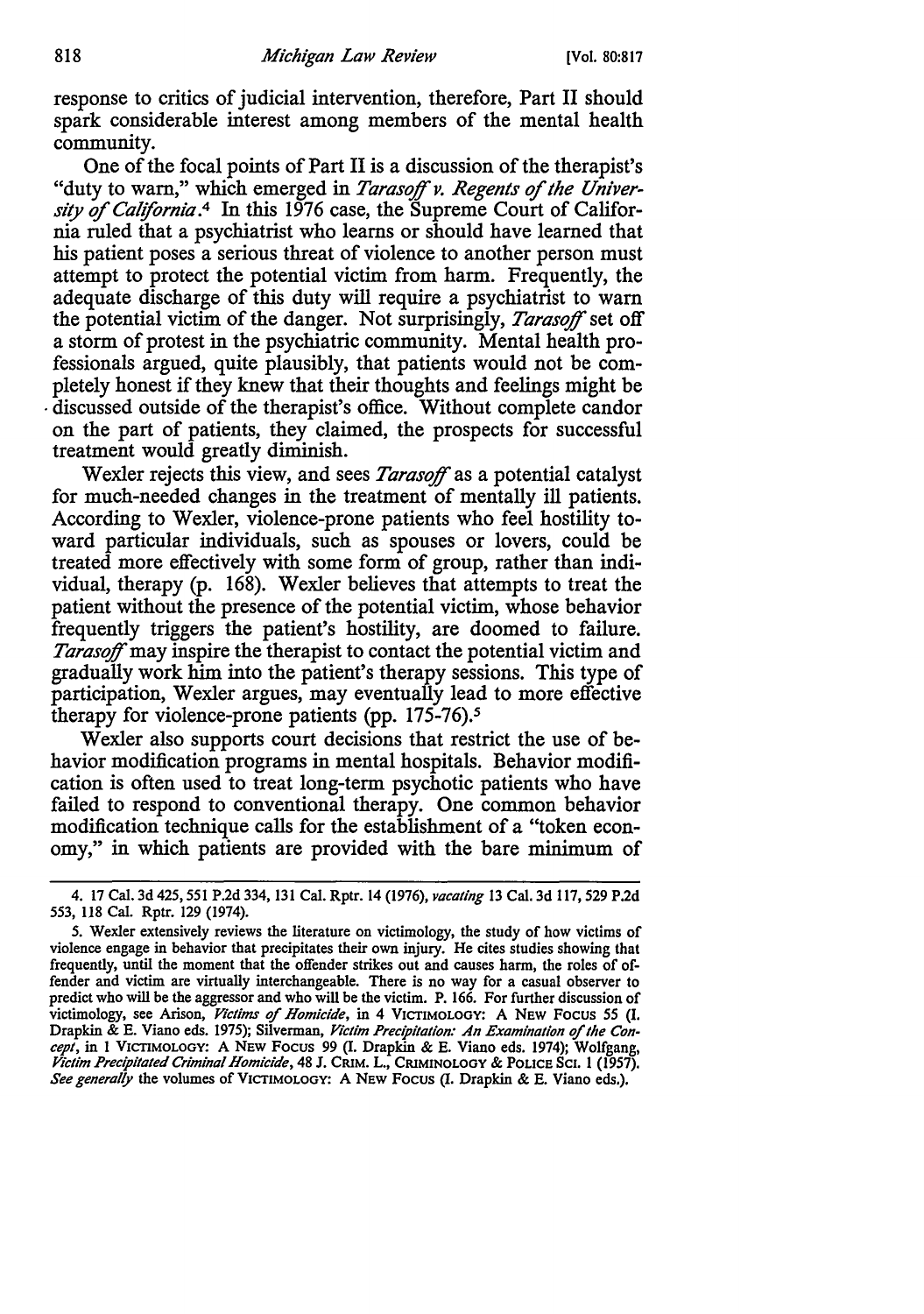response to critics of judicial intervention, therefore, Part II should spark considerable interest among members of the mental health community.

One of the focal points of Part II is a discussion of the therapist's "duty to warn," which emerged in *Tarasoff v. Regents of the University of California*.[4] In this 1976 case, the Supreme Court of California ruled that a psychiatrist who learns or should have learned that his patient poses a serious threat of violence to another person must attempt to protect the potential victim from harm. Frequently, the adequate discharge of this duty will require a psychiatrist to warn the potential victim of the danger. Not surprisingly, *Tarasoff* set off a storm of protest in the psychiatric community. Mental health professionals argued, quite plausibly, that patients would not be completely honest if they knew that their thoughts and feelings might be discussed outside of the therapist's office. Without complete candor on the part of patients, they claimed, the prospects for successful treatment would greatly diminish.

Wexler rejects this view, and sees *Tarasoff* as a potential catalyst for much-needed changes in the treatment of mentally ill patients. According to Wexler, violence-prone patients who feel hostility toward particular individuals, such as spouses or lovers, could be treated more effectively with some form of group, rather than individual, therapy (p. 168). Wexler believes that attempts to treat the patient without the presence of the potential victim, whose behavior frequently triggers the patient's hostility, are doomed to failure. *Tarasoff* may inspire the therapist to contact the potential victim and gradually work him into the patient's therapy sessions. This type of participation, Wexler argues, may eventually lead to more effective therapy for violence-prone patients (pp. 175-76).[5]

Wexler also supports court decisions that restrict the use of behavior modification programs in mental hospitals. Behavior modification is often used to treat long-term psychotic patients who have failed to respond to conventional therapy. One common behavior modification technique calls for the establishment of a "token economy," in which patients are provided with the bare minimum of

---

4. 17 Cal. 3d 425, 551 P.2d 334, 131 Cal. Rptr. 14 (1976), *vacating* 13 Cal. 3d 117, 529 P.2d 553, 118 Cal. Rptr. 129 (1974).

5. Wexler extensively reviews the literature on victimology, the study of how victims of violence engage in behavior that precipitates their own injury. He cites studies showing that frequently, until the moment that the offender strikes out and causes harm, the roles of offender and victim are virtually interchangeable. There is no way for a casual observer to predict who will be the aggressor and who will be the victim. P. 166. For further discussion of victimology, see Arison, *Victims of Homicide*, in 4 VICTIMOLOGY: A NEW FOCUS 55 (I. Drapkin & E. Viano eds. 1975); Silverman, *Victim Precipitation: An Examination of the Concept*, in 1 VICTIMOLOGY: A NEW FOCUS 99 (I. Drapkin & E. Viano eds. 1974); Wolfgang, *Victim Precipitated Criminal Homicide*, 48 J. CRIM. L., CRIMINOLOGY & POLICE SCI. 1 (1957). *See generally* the volumes of VICTIMOLOGY: A NEW FOCUS (I. Drapkin & E. Viano eds.).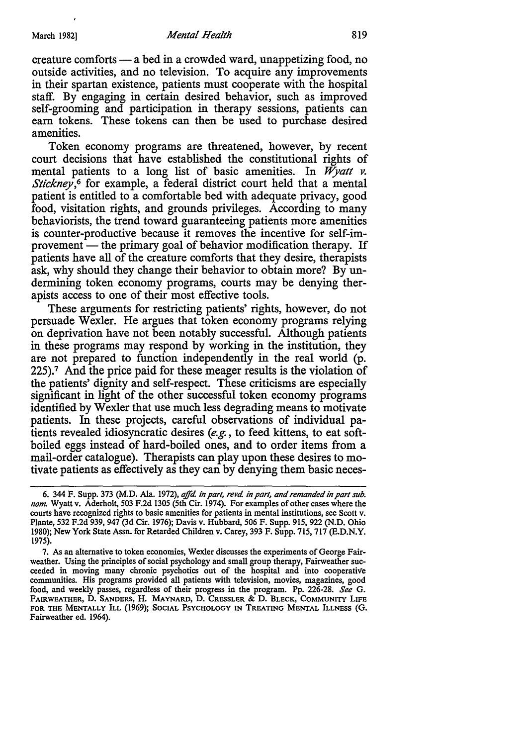creature comforts — a bed in a crowded ward, unappetizing food, no outside activities, and no television. To acquire any improvements in their spartan existence, patients must cooperate with the hospital staff. By engaging in certain desired behavior, such as improved self-grooming and participation in therapy sessions, patients can earn tokens. These tokens can then be used to purchase desired amenities.

Token economy programs are threatened, however, by recent court decisions that have established the constitutional rights of mental patients to a long list of basic amenities. In *Wyatt v. Stickney*,[6] for example, a federal district court held that a mental patient is entitled to a comfortable bed with adequate privacy, good food, visitation rights, and grounds privileges. According to many behaviorists, the trend toward guaranteeing patients more amenities is counter-productive because it removes the incentive for self-improvement — the primary goal of behavior modification therapy. If patients have all of the creature comforts that they desire, therapists ask, why should they change their behavior to obtain more? By undermining token economy programs, courts may be denying therapists access to one of their most effective tools.

These arguments for restricting patients' rights, however, do not persuade Wexler. He argues that token economy programs relying on deprivation have not been notably successful. Although patients in these programs may respond by working in the institution, they are not prepared to function independently in the real world (p. 225).[7] And the price paid for these meager results is the violation of the patients' dignity and self-respect. These criticisms are especially significant in light of the other successful token economy programs identified by Wexler that use much less degrading means to motivate patients. In these projects, careful observations of individual patients revealed idiosyncratic desires (*e.g.*, to feed kittens, to eat soft-boiled eggs instead of hard-boiled ones, and to order items from a mail-order catalogue). Therapists can play upon these desires to motivate patients as effectively as they can by denying them basic neces-

---

6. 344 F. Supp. 373 (M.D. Ala. 1972), *affd. in part, revd. in part, and remanded in part sub. nom.* Wyatt v. Aderholt, 503 F.2d 1305 (5th Cir. 1974). For examples of other cases where the courts have recognized rights to basic amenities for patients in mental institutions, see Scott v. Plante, 532 F.2d 939, 947 (3d Cir. 1976); Davis v. Hubbard, 506 F. Supp. 915, 922 (N.D. Ohio 1980); New York State Assn. for Retarded Children v. Carey, 393 F. Supp. 715, 717 (E.D.N.Y. 1975).

7. As an alternative to token economies, Wexler discusses the experiments of George Fairweather. Using the principles of social psychology and small group therapy, Fairweather succeeded in moving many chronic psychotics out of the hospital and into cooperative communities. His programs provided all patients with television, movies, magazines, good food, and weekly passes, regardless of their progress in the program. Pp. 226-28. *See* G. FAIRWEATHER, D. SANDERS, H. MAYNARD, D. CRESSLER & D. BLECK, COMMUNITY LIFE FOR THE MENTALLY ILL (1969); SOCIAL PSYCHOLOGY IN TREATING MENTAL ILLNESS (G. Fairweather ed. 1964).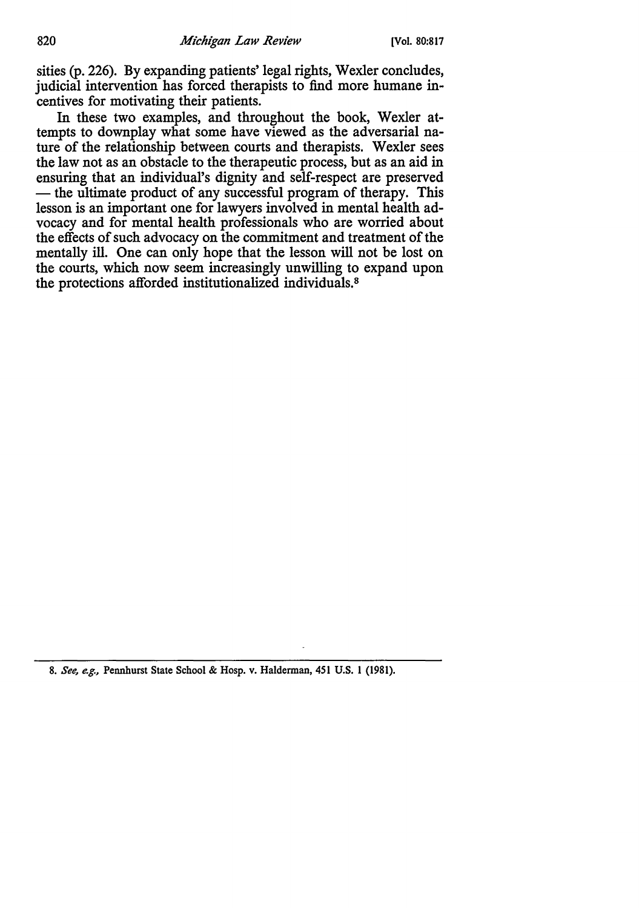sities (p. 226). By expanding patients' legal rights, Wexler concludes, judicial intervention has forced therapists to find more humane incentives for motivating their patients.

In these two examples, and throughout the book, Wexler attempts to downplay what some have viewed as the adversarial nature of the relationship between courts and therapists. Wexler sees the law not as an obstacle to the therapeutic process, but as an aid in ensuring that an individual's dignity and self-respect are preserved — the ultimate product of any successful program of therapy. This lesson is an important one for lawyers involved in mental health advocacy and for mental health professionals who are worried about the effects of such advocacy on the commitment and treatment of the mentally ill. One can only hope that the lesson will not be lost on the courts, which now seem increasingly unwilling to expand upon the protections afforded institutionalized individuals.[8]

---

8. *See, e.g.,* Pennhurst State School & Hosp. v. Halderman, 451 U.S. 1 (1981).